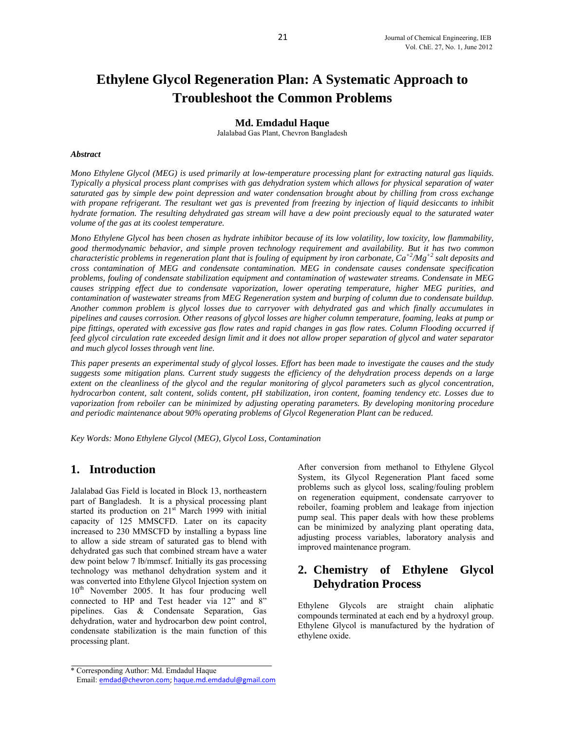# Ethylene Glycol Regeneration Plan: A Systematic Approach to Troubleshoot the Common Problems

**Md. Emdadul Haque**

Jalalabad Gas Plant, Chevron Bangladesh

***Abstract***

*Mono Ethylene Glycol (MEG) is used primarily at low-temperature processing plant for extracting natural gas liquids. Typically a physical process plant comprises with gas dehydration system which allows for physical separation of water saturated gas by simple dew point depression and water condensation brought about by chilling from cross exchange with propane refrigerant. The resultant wet gas is prevented from freezing by injection of liquid desiccants to inhibit hydrate formation. The resulting dehydrated gas stream will have a dew point preciously equal to the saturated water volume of the gas at its coolest temperature.*

*Mono Ethylene Glycol has been chosen as hydrate inhibitor because of its low volatility, low toxicity, low flammability, good thermodynamic behavior, and simple proven technology requirement and availability. But it has two common characteristic problems in regeneration plant that is fouling of equipment by iron carbonate, $Ca^{+2}$/$Mg^{+2}$ salt deposits and cross contamination of MEG and condensate contamination. MEG in condensate causes condensate specification problems, fouling of condensate stabilization equipment and contamination of wastewater streams. Condensate in MEG causes stripping effect due to condensate vaporization, lower operating temperature, higher MEG purities, and contamination of wastewater streams from MEG Regeneration system and burping of column due to condensate buildup. Another common problem is glycol losses due to carryover with dehydrated gas and which finally accumulates in pipelines and causes corrosion. Other reasons of glycol losses are higher column temperature, foaming, leaks at pump or pipe fittings, operated with excessive gas flow rates and rapid changes in gas flow rates. Column Flooding occurred if feed glycol circulation rate exceeded design limit and it does not allow proper separation of glycol and water separator and much glycol losses through vent line.*

*This paper presents an experimental study of glycol losses. Effort has been made to investigate the causes and the study suggests some mitigation plans. Current study suggests the efficiency of the dehydration process depends on a large extent on the cleanliness of the glycol and the regular monitoring of glycol parameters such as glycol concentration, hydrocarbon content, salt content, solids content, pH stabilization, iron content, foaming tendency etc. Losses due to vaporization from reboiler can be minimized by adjusting operating parameters. By developing monitoring procedure and periodic maintenance about 90% operating problems of Glycol Regeneration Plant can be reduced.*

*Key Words: Mono Ethylene Glycol (MEG), Glycol Loss, Contamination*

## 1. Introduction

Jalalabad Gas Field is located in Block 13, northeastern part of Bangladesh. It is a physical processing plant started its production on 21st March 1999 with initial capacity of 125 MMSCFD. Later on its capacity increased to 230 MMSCFD by installing a bypass line to allow a side stream of saturated gas to blend with dehydrated gas such that combined stream have a water dew point below 7 lb/mmscf. Initially its gas processing technology was methanol dehydration system and it was converted into Ethylene Glycol Injection system on 10th November 2005. It has four producing well connected to HP and Test header via 12" and 8" pipelines. Gas & Condensate Separation, Gas dehydration, water and hydrocarbon dew point control, condensate stabilization is the main function of this processing plant.

After conversion from methanol to Ethylene Glycol System, its Glycol Regeneration Plant faced some problems such as glycol loss, scaling/fouling problem on regeneration equipment, condensate carryover to reboiler, foaming problem and leakage from injection pump seal. This paper deals with how these problems can be minimized by analyzing plant operating data, adjusting process variables, laboratory analysis and improved maintenance program.

## 2. Chemistry of Ethylene Glycol Dehydration Process

Ethylene Glycols are straight chain aliphatic compounds terminated at each end by a hydroxyl group. Ethylene Glycol is manufactured by the hydration of ethylene oxide.

\* Corresponding Author: Md. Emdadul Haque
Email: emdad@chevron.com; haque.md.emdadul@gmail.com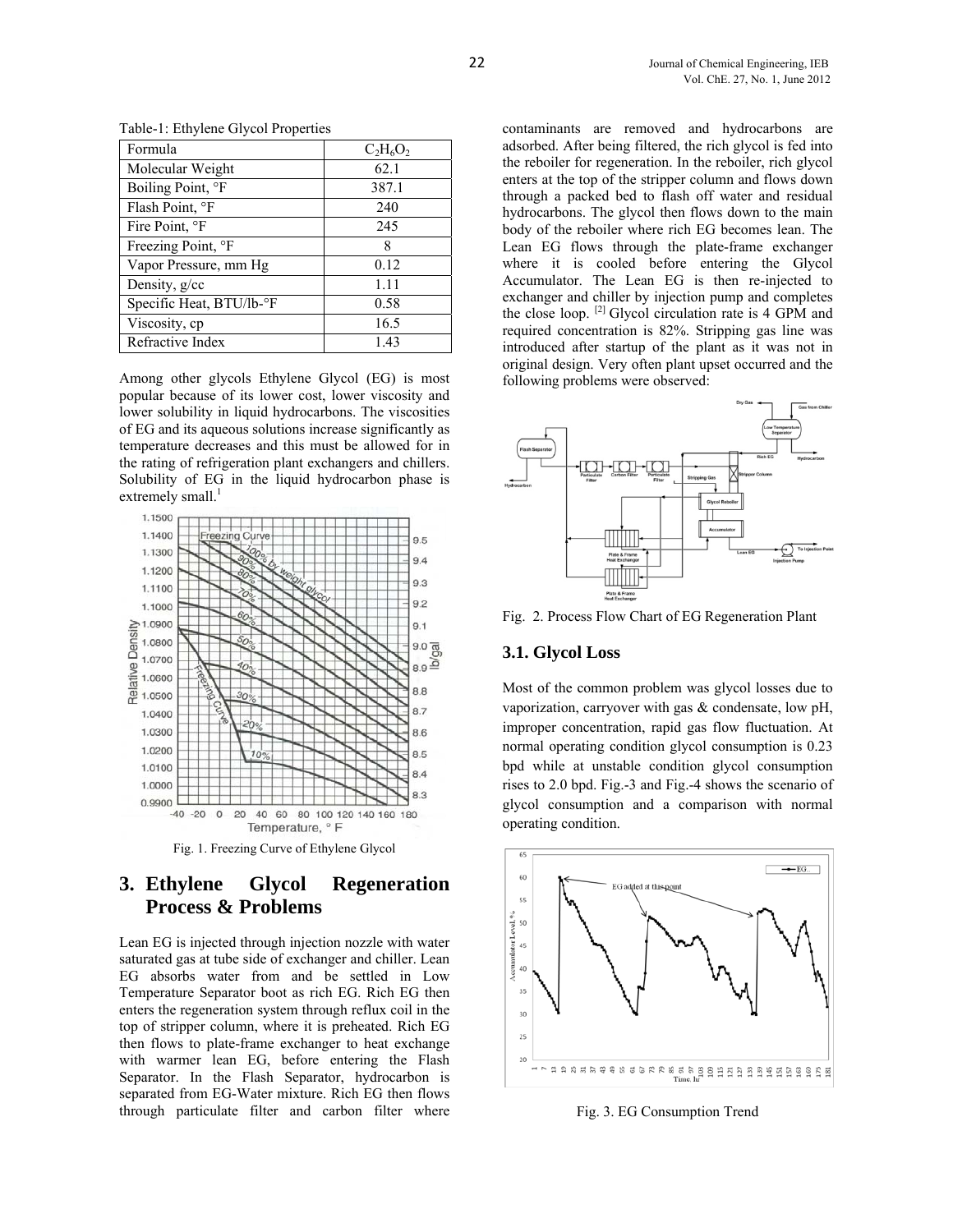Table-1: Ethylene Glycol Properties

| | |
|---|---|
| Formula | $C_2H_6O_2$ |
| Molecular Weight | 62.1 |
| Boiling Point, °F | 387.1 |
| Flash Point, °F | 240 |
| Fire Point, °F | 245 |
| Freezing Point, °F | 8 |
| Vapor Pressure, mm Hg | 0.12 |
| Density, g/cc | 1.11 |
| Specific Heat, BTU/lb-°F | 0.58 |
| Viscosity, cp | 16.5 |
| Refractive Index | 1.43 |

Among other glycols Ethylene Glycol (EG) is most popular because of its lower cost, lower viscosity and lower solubility in liquid hydrocarbons. The viscosities of EG and its aqueous solutions increase significantly as temperature decreases and this must be allowed for in the rating of refrigeration plant exchangers and chillers. Solubility of EG in the liquid hydrocarbon phase is extremely small.[1]

Freezing Curve
100% by weight glycol
90%
80%
70%
60%
50%
40%
30%
20%
10%
Freezing Curve
Relative Density
1.1500
1.1400
1.1300
1.1200
1.1100
1.1000
1.0900
1.0800
1.0700
1.0600
1.0500
1.0400
1.0300
1.0200
1.0100
1.0000
0.9900
lb/gal
9.5
9.4
9.3
9.2
9.1
9.0
8.9
8.8
8.7
8.6
8.5
8.4
8.3
-40 -20 0 20 40 60 80 100 120 140 160 180
Temperature, ° F

Fig. 1. Freezing Curve of Ethylene Glycol

## 3. Ethylene Glycol Regeneration Process & Problems

Lean EG is injected through injection nozzle with water saturated gas at tube side of exchanger and chiller. Lean EG absorbs water from and be settled in Low Temperature Separator boot as rich EG. Rich EG then enters the regeneration system through reflux coil in the top of stripper column, where it is preheated. Rich EG then flows to plate-frame exchanger to heat exchange with warmer lean EG, before entering the Flash Separator. In the Flash Separator, hydrocarbon is separated from EG-Water mixture. Rich EG then flows through particulate filter and carbon filter where contaminants are removed and hydrocarbons are adsorbed. After being filtered, the rich glycol is fed into the reboiler for regeneration. In the reboiler, rich glycol enters at the top of the stripper column and flows down through a packed bed to flash off water and residual hydrocarbons. The glycol then flows down to the main body of the reboiler where rich EG becomes lean. The Lean EG flows through the plate-frame exchanger where it is cooled before entering the Glycol Accumulator. The Lean EG is then re-injected to exchanger and chiller by injection pump and completes the close loop. [2] Glycol circulation rate is 4 GPM and required concentration is 82%. Stripping gas line was introduced after startup of the plant as it was not in original design. Very often plant upset occurred and the following problems were observed:

Dry Gas
Gas from Chiller
Low Temperature Separator
Flash Separator
Rich EG
Hydrocarbon
Hydrocarbon
Particulate Filter
Carbon Filter
Particulate Filter
Stripping Gas
Stripper Column
Glycol Reboiler
Accumulator
Plate & Frame Heat Exchanger
Lean EG
To Injection Point
Injection Pump
Plate & Frame Heat Exchanger

Fig. 2. Process Flow Chart of EG Regeneration Plant

### 3.1. Glycol Loss

Most of the common problem was glycol losses due to vaporization, carryover with gas & condensate, low pH, improper concentration, rapid gas flow fluctuation. At normal operating condition glycol consumption is 0.23 bpd while at unstable condition glycol consumption rises to 2.0 bpd. Fig.-3 and Fig.-4 shows the scenario of glycol consumption and a comparison with normal operating condition.

EG
EG added at this point
Accumulator Level, %
65
60
55
50
45
40
35
30
25
20
1 7 13 19 25 31 37 43 49 55 61 67 73 79 85 91 97 103 109 115 121 127 133 139 145 151 157 163 169 175 181
Time, hr

Fig. 3. EG Consumption Trend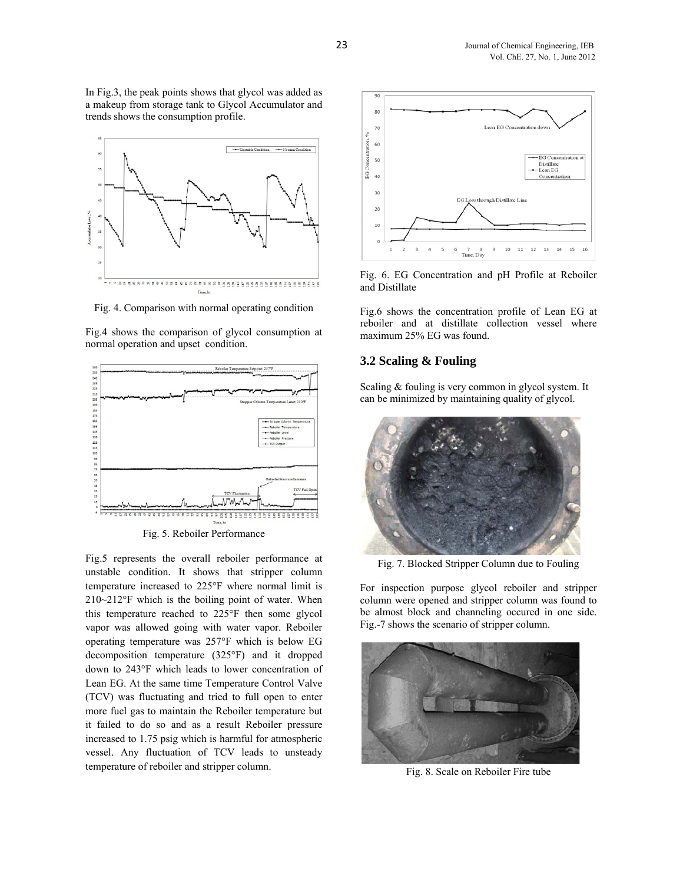In Fig.3, the peak points shows that glycol was added as a makeup from storage tank to Glycol Accumulator and trends shows the consumption profile.

Unstable Condition
Normal Condition
Accumulator Level, %
Time, hr

Fig. 4. Comparison with normal operating condition

Fig.4 shows the comparison of glycol consumption at normal operation and upset condition.

Reboiler Temperature Setpoint: 257°F
Stripper Column Temperature Limit: 210°F
Stripper Column Temperature
Reboiler Temperature
Reboiler Level
Reboiler Pressure
TCV Output
Reboiler Pressure Increase
TCV Fluctuation
TCV Full Open
Time, hr

Fig. 5. Reboiler Performance

Fig.5 represents the overall reboiler performance at unstable condition. It shows that stripper column temperature increased to 225°F where normal limit is 210~212°F which is the boiling point of water. When this temperature reached to 225°F then some glycol vapor was allowed going with water vapor. Reboiler operating temperature was 257°F which is below EG decomposition temperature (325°F) and it dropped down to 243°F which leads to lower concentration of Lean EG. At the same time Temperature Control Valve (TCV) was fluctuating and tried to full open to enter more fuel gas to maintain the Reboiler temperature but it failed to do so and as a result Reboiler pressure increased to 1.75 psig which is harmful for atmospheric vessel. Any fluctuation of TCV leads to unsteady temperature of reboiler and stripper column.

Lean EG Concentration down
EG Concentration at Distillate
Lean EG Concentration
EG Loss through Distillate Line
EG Concentration, %
Time, Day

Fig. 6. EG Concentration and pH Profile at Reboiler and Distillate

Fig.6 shows the concentration profile of Lean EG at reboiler and at distillate collection vessel where maximum 25% EG was found.

## 3.2 Scaling & Fouling

Scaling & fouling is very common in glycol system. It can be minimized by maintaining quality of glycol.

Fig. 7. Blocked Stripper Column due to Fouling

For inspection purpose glycol reboiler and stripper column were opened and stripper column was found to be almost block and channeling occured in one side. Fig.-7 shows the scenario of stripper column.

Fig. 8. Scale on Reboiler Fire tube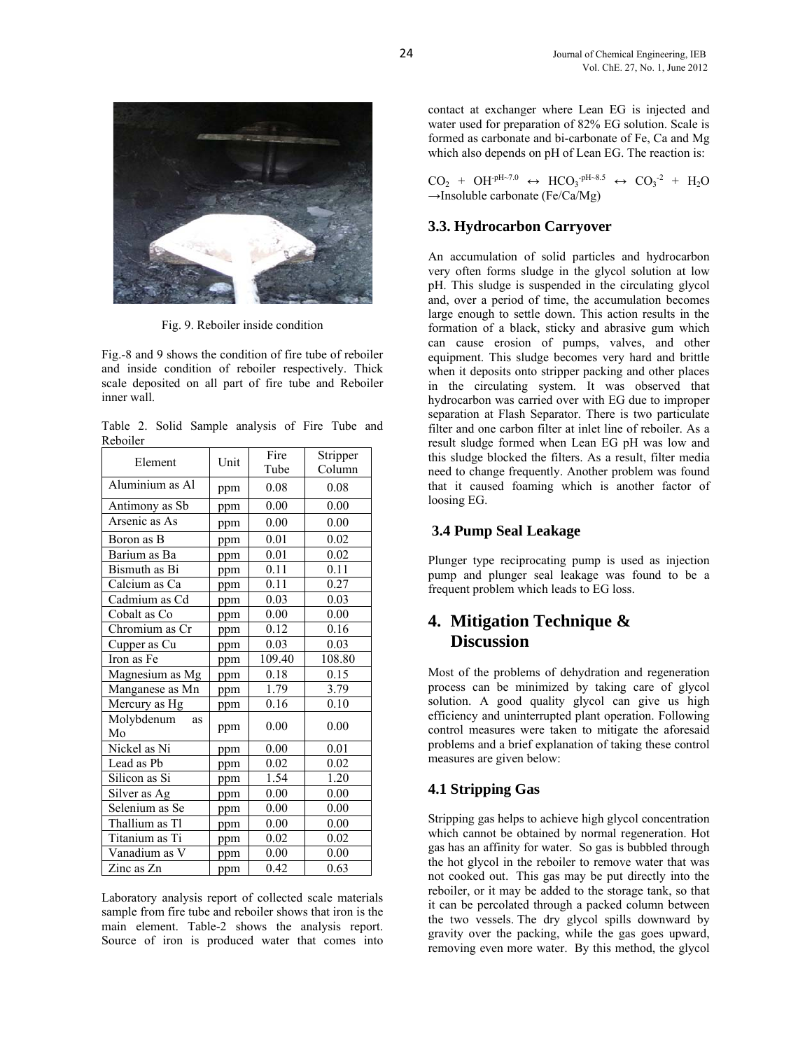Fig. 9. Reboiler inside condition

Fig.-8 and 9 shows the condition of fire tube of reboiler and inside condition of reboiler respectively. Thick scale deposited on all part of fire tube and Reboiler inner wall.

Table 2. Solid Sample analysis of Fire Tube and Reboiler

| Element | Unit | Fire Tube | Stripper Column |
|---|---|---|---|
| Aluminium as Al | ppm | 0.08 | 0.08 |
| Antimony as Sb | ppm | 0.00 | 0.00 |
| Arsenic as As | ppm | 0.00 | 0.00 |
| Boron as B | ppm | 0.01 | 0.02 |
| Barium as Ba | ppm | 0.01 | 0.02 |
| Bismuth as Bi | ppm | 0.11 | 0.11 |
| Calcium as Ca | ppm | 0.11 | 0.27 |
| Cadmium as Cd | ppm | 0.03 | 0.03 |
| Cobalt as Co | ppm | 0.00 | 0.00 |
| Chromium as Cr | ppm | 0.12 | 0.16 |
| Cupper as Cu | ppm | 0.03 | 0.03 |
| Iron as Fe | ppm | 109.40 | 108.80 |
| Magnesium as Mg | ppm | 0.18 | 0.15 |
| Manganese as Mn | ppm | 1.79 | 3.79 |
| Mercury as Hg | ppm | 0.16 | 0.10 |
| Molybdenum as Mo | ppm | 0.00 | 0.00 |
| Nickel as Ni | ppm | 0.00 | 0.01 |
| Lead as Pb | ppm | 0.02 | 0.02 |
| Silicon as Si | ppm | 1.54 | 1.20 |
| Silver as Ag | ppm | 0.00 | 0.00 |
| Selenium as Se | ppm | 0.00 | 0.00 |
| Thallium as Tl | ppm | 0.00 | 0.00 |
| Titanium as Ti | ppm | 0.02 | 0.02 |
| Vanadium as V | ppm | 0.00 | 0.00 |
| Zinc as Zn | ppm | 0.42 | 0.63 |

Laboratory analysis report of collected scale materials sample from fire tube and reboiler shows that iron is the main element. Table-2 shows the analysis report. Source of iron is produced water that comes into contact at exchanger where Lean EG is injected and water used for preparation of 82% EG solution. Scale is formed as carbonate and bi-carbonate of Fe, Ca and Mg which also depends on pH of Lean EG. The reaction is:

$$CO_2 + OH^{-pH\sim7.0} \leftrightarrow HCO_3^{-pH\sim8.5} \leftrightarrow CO_3^{-2} + H_2O \rightarrow \text{Insoluble carbonate (Fe/Ca/Mg)}$$

### 3.3. Hydrocarbon Carryover

An accumulation of solid particles and hydrocarbon very often forms sludge in the glycol solution at low pH. This sludge is suspended in the circulating glycol and, over a period of time, the accumulation becomes large enough to settle down. This action results in the formation of a black, sticky and abrasive gum which can cause erosion of pumps, valves, and other equipment. This sludge becomes very hard and brittle when it deposits onto stripper packing and other places in the circulating system. It was observed that hydrocarbon was carried over with EG due to improper separation at Flash Separator. There is two particulate filter and one carbon filter at inlet line of reboiler. As a result sludge formed when Lean EG pH was low and this sludge blocked the filters. As a result, filter media need to change frequently. Another problem was found that it caused foaming which is another factor of loosing EG.

### 3.4 Pump Seal Leakage

Plunger type reciprocating pump is used as injection pump and plunger seal leakage was found to be a frequent problem which leads to EG loss.

## 4. Mitigation Technique & Discussion

Most of the problems of dehydration and regeneration process can be minimized by taking care of glycol solution. A good quality glycol can give us high efficiency and uninterrupted plant operation. Following control measures were taken to mitigate the aforesaid problems and a brief explanation of taking these control measures are given below:

### 4.1 Stripping Gas

Stripping gas helps to achieve high glycol concentration which cannot be obtained by normal regeneration. Hot gas has an affinity for water. So gas is bubbled through the hot glycol in the reboiler to remove water that was not cooked out. This gas may be put directly into the reboiler, or it may be added to the storage tank, so that it can be percolated through a packed column between the two vessels. The dry glycol spills downward by gravity over the packing, while the gas goes upward, removing even more water. By this method, the glycol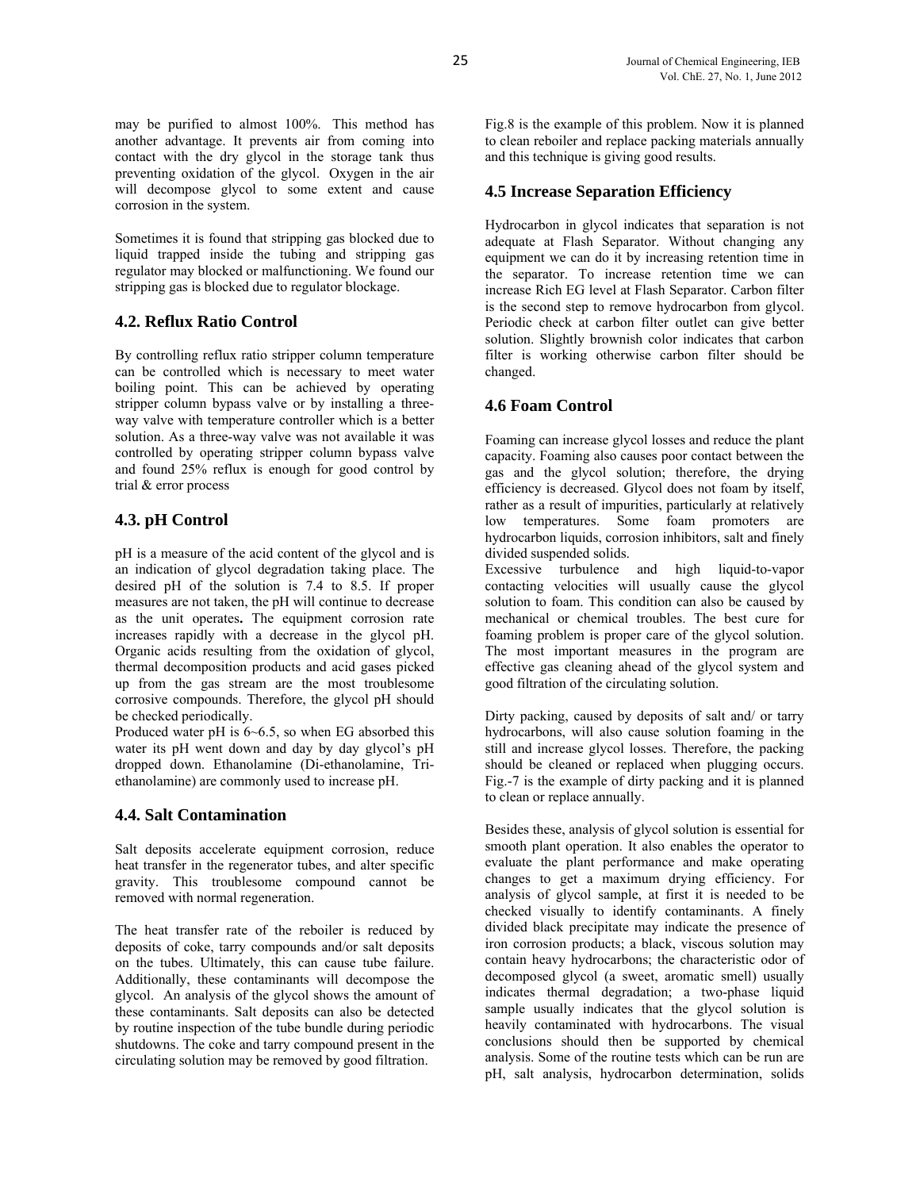may be purified to almost 100%. This method has another advantage. It prevents air from coming into contact with the dry glycol in the storage tank thus preventing oxidation of the glycol. Oxygen in the air will decompose glycol to some extent and cause corrosion in the system.

Sometimes it is found that stripping gas blocked due to liquid trapped inside the tubing and stripping gas regulator may blocked or malfunctioning. We found our stripping gas is blocked due to regulator blockage.

## 4.2. Reflux Ratio Control

By controlling reflux ratio stripper column temperature can be controlled which is necessary to meet water boiling point. This can be achieved by operating stripper column bypass valve or by installing a three-way valve with temperature controller which is a better solution. As a three-way valve was not available it was controlled by operating stripper column bypass valve and found 25% reflux is enough for good control by trial & error process

## 4.3. pH Control

pH is a measure of the acid content of the glycol and is an indication of glycol degradation taking place. The desired pH of the solution is 7.4 to 8.5. If proper measures are not taken, the pH will continue to decrease as the unit operates**.** The equipment corrosion rate increases rapidly with a decrease in the glycol pH. Organic acids resulting from the oxidation of glycol, thermal decomposition products and acid gases picked up from the gas stream are the most troublesome corrosive compounds. Therefore, the glycol pH should be checked periodically.

Produced water pH is 6~6.5, so when EG absorbed this water its pH went down and day by day glycol's pH dropped down. Ethanolamine (Di-ethanolamine, Tri-ethanolamine) are commonly used to increase pH.

## 4.4. Salt Contamination

Salt deposits accelerate equipment corrosion, reduce heat transfer in the regenerator tubes, and alter specific gravity. This troublesome compound cannot be removed with normal regeneration.

The heat transfer rate of the reboiler is reduced by deposits of coke, tarry compounds and/or salt deposits on the tubes. Ultimately, this can cause tube failure. Additionally, these contaminants will decompose the glycol. An analysis of the glycol shows the amount of these contaminants. Salt deposits can also be detected by routine inspection of the tube bundle during periodic shutdowns. The coke and tarry compound present in the circulating solution may be removed by good filtration.

Fig.8 is the example of this problem. Now it is planned to clean reboiler and replace packing materials annually and this technique is giving good results.

## 4.5 Increase Separation Efficiency

Hydrocarbon in glycol indicates that separation is not adequate at Flash Separator. Without changing any equipment we can do it by increasing retention time in the separator. To increase retention time we can increase Rich EG level at Flash Separator. Carbon filter is the second step to remove hydrocarbon from glycol. Periodic check at carbon filter outlet can give better solution. Slightly brownish color indicates that carbon filter is working otherwise carbon filter should be changed.

## 4.6 Foam Control

Foaming can increase glycol losses and reduce the plant capacity. Foaming also causes poor contact between the gas and the glycol solution; therefore, the drying efficiency is decreased. Glycol does not foam by itself, rather as a result of impurities, particularly at relatively low temperatures. Some foam promoters are hydrocarbon liquids, corrosion inhibitors, salt and finely divided suspended solids.

Excessive turbulence and high liquid-to-vapor contacting velocities will usually cause the glycol solution to foam. This condition can also be caused by mechanical or chemical troubles. The best cure for foaming problem is proper care of the glycol solution. The most important measures in the program are effective gas cleaning ahead of the glycol system and good filtration of the circulating solution.

Dirty packing, caused by deposits of salt and/ or tarry hydrocarbons, will also cause solution foaming in the still and increase glycol losses. Therefore, the packing should be cleaned or replaced when plugging occurs. Fig.-7 is the example of dirty packing and it is planned to clean or replace annually.

Besides these, analysis of glycol solution is essential for smooth plant operation. It also enables the operator to evaluate the plant performance and make operating changes to get a maximum drying efficiency. For analysis of glycol sample, at first it is needed to be checked visually to identify contaminants. A finely divided black precipitate may indicate the presence of iron corrosion products; a black, viscous solution may contain heavy hydrocarbons; the characteristic odor of decomposed glycol (a sweet, aromatic smell) usually indicates thermal degradation; a two-phase liquid sample usually indicates that the glycol solution is heavily contaminated with hydrocarbons. The visual conclusions should then be supported by chemical analysis. Some of the routine tests which can be run are pH, salt analysis, hydrocarbon determination, solids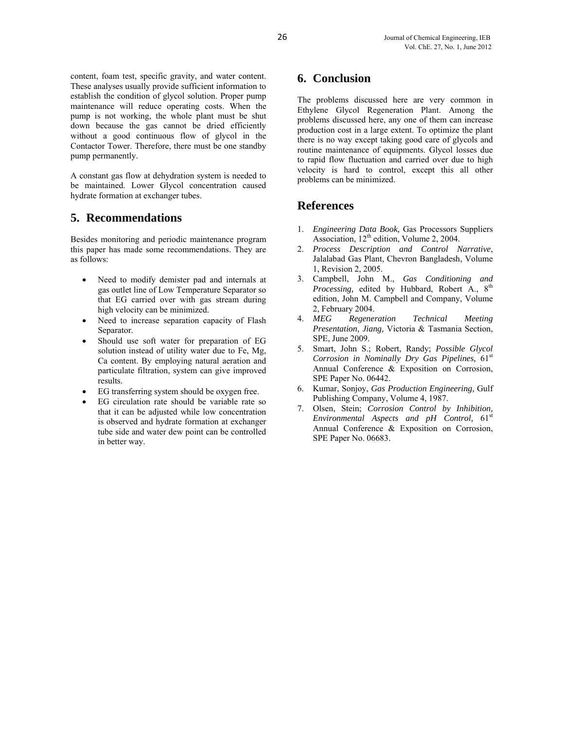content, foam test, specific gravity, and water content. These analyses usually provide sufficient information to establish the condition of glycol solution. Proper pump maintenance will reduce operating costs. When the pump is not working, the whole plant must be shut down because the gas cannot be dried efficiently without a good continuous flow of glycol in the Contactor Tower. Therefore, there must be one standby pump permanently.

A constant gas flow at dehydration system is needed to be maintained. Lower Glycol concentration caused hydrate formation at exchanger tubes.

## 5. Recommendations

Besides monitoring and periodic maintenance program this paper has made some recommendations. They are as follows:

- Need to modify demister pad and internals at gas outlet line of Low Temperature Separator so that EG carried over with gas stream during high velocity can be minimized.
- Need to increase separation capacity of Flash Separator.
- Should use soft water for preparation of EG solution instead of utility water due to Fe, Mg, Ca content. By employing natural aeration and particulate filtration, system can give improved results.
- EG transferring system should be oxygen free.
- EG circulation rate should be variable rate so that it can be adjusted while low concentration is observed and hydrate formation at exchanger tube side and water dew point can be controlled in better way.

## 6. Conclusion

The problems discussed here are very common in Ethylene Glycol Regeneration Plant. Among the problems discussed here, any one of them can increase production cost in a large extent. To optimize the plant there is no way except taking good care of glycols and routine maintenance of equipments. Glycol losses due to rapid flow fluctuation and carried over due to high velocity is hard to control, except this all other problems can be minimized.

## References

1. *Engineering Data Book,* Gas Processors Suppliers Association, 12th edition, Volume 2, 2004.
2. *Process Description and Control Narrative*, Jalalabad Gas Plant, Chevron Bangladesh, Volume 1, Revision 2, 2005.
3. Campbell, John M., *Gas Conditioning and Processing,* edited by Hubbard, Robert A., 8th edition, John M. Campbell and Company, Volume 2, February 2004.
4. *MEG Regeneration Technical Meeting Presentation, Jiang,* Victoria & Tasmania Section, SPE, June 2009.
5. Smart, John S.; Robert, Randy; *Possible Glycol Corrosion in Nominally Dry Gas Pipelines,* 61st Annual Conference & Exposition on Corrosion, SPE Paper No. 06442.
6. Kumar, Sonjoy, *Gas Production Engineering,* Gulf Publishing Company, Volume 4, 1987.
7. Olsen, Stein; *Corrosion Control by Inhibition, Environmental Aspects and pH Control,* 61st Annual Conference & Exposition on Corrosion, SPE Paper No. 06683.